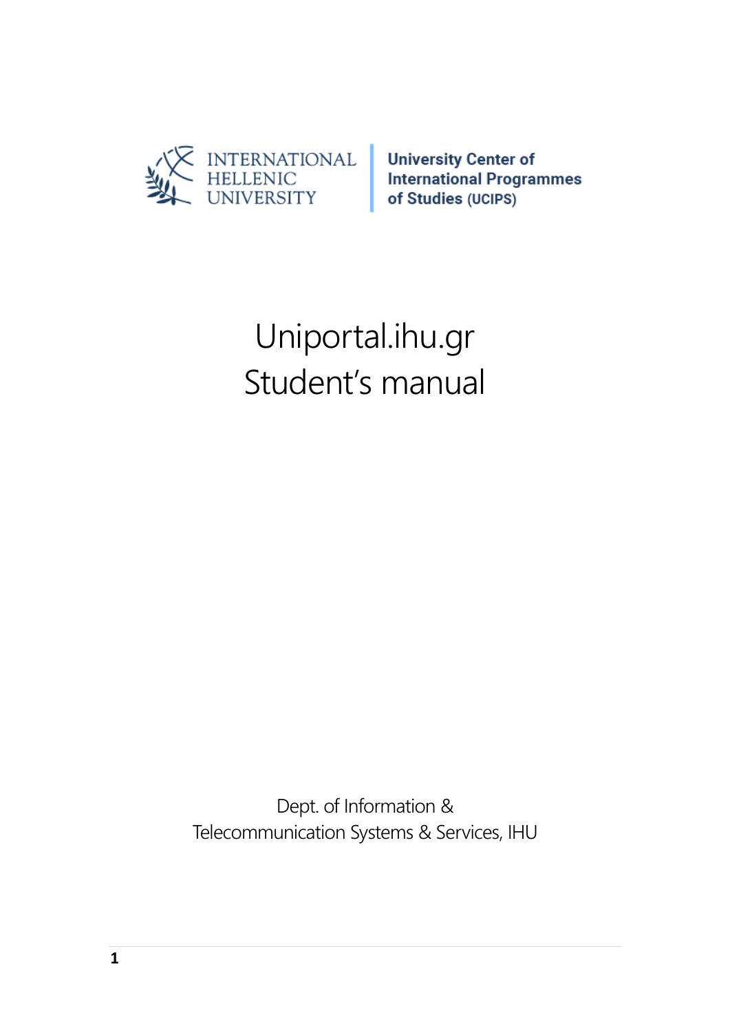INTERNATIONAL HELLENIC UNIVERSITY

**University Center of International Programmes of Studies (UCIPS)**

# Uniportal.ihu.gr Student's manual

Dept. of Information & Telecommunication Systems & Services, IHU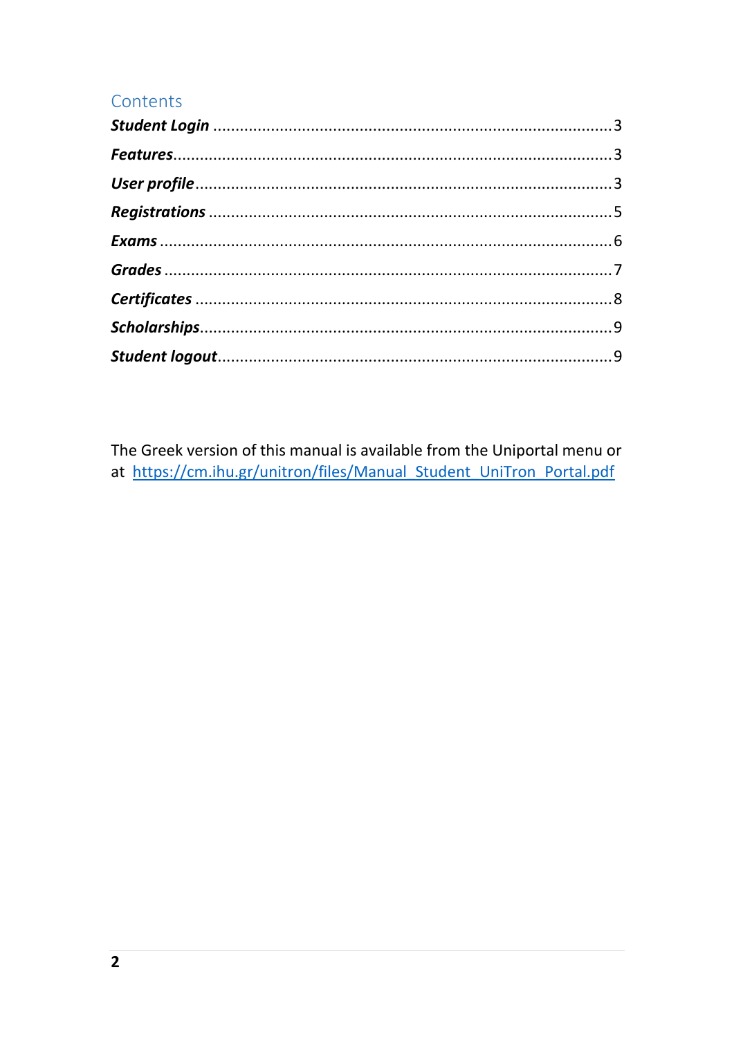## Contents

***Student Login*** ........................................................................... 3

***Features*** ..................................................................................... 3

***User profile*** ............................................................................... 3

***Registrations*** ............................................................................ 5

***Exams*** ........................................................................................ 6

***Grades*** ...................................................................................... 7

***Certificates*** ............................................................................... 8

***Scholarships*** .............................................................................. 9

***Student logout*** .......................................................................... 9

The Greek version of this manual is available from the Uniportal menu or at https://cm.ihu.gr/unitron/files/Manual_Student_UniTron_Portal.pdf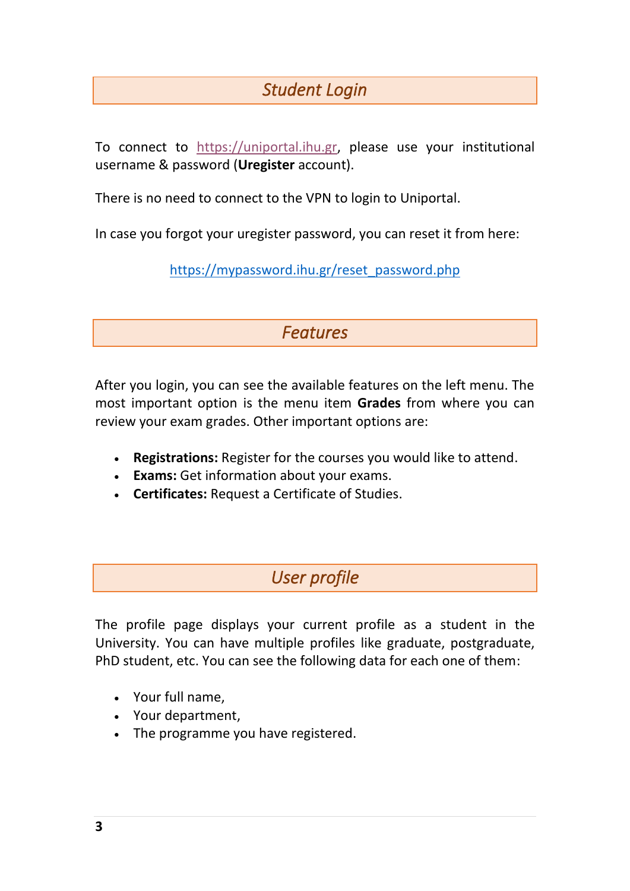## *Student Login*

To connect to https://uniportal.ihu.gr, please use your institutional username & password (**Uregister** account).

There is no need to connect to the VPN to login to Uniportal.

In case you forgot your uregister password, you can reset it from here:

https://mypassword.ihu.gr/reset_password.php

## *Features*

After you login, you can see the available features on the left menu. The most important option is the menu item **Grades** from where you can review your exam grades. Other important options are:

- **Registrations:** Register for the courses you would like to attend.
- **Exams:** Get information about your exams.
- **Certificates:** Request a Certificate of Studies.

## *User profile*

The profile page displays your current profile as a student in the University. You can have multiple profiles like graduate, postgraduate, PhD student, etc. You can see the following data for each one of them:

- Your full name,
- Your department,
- The programme you have registered.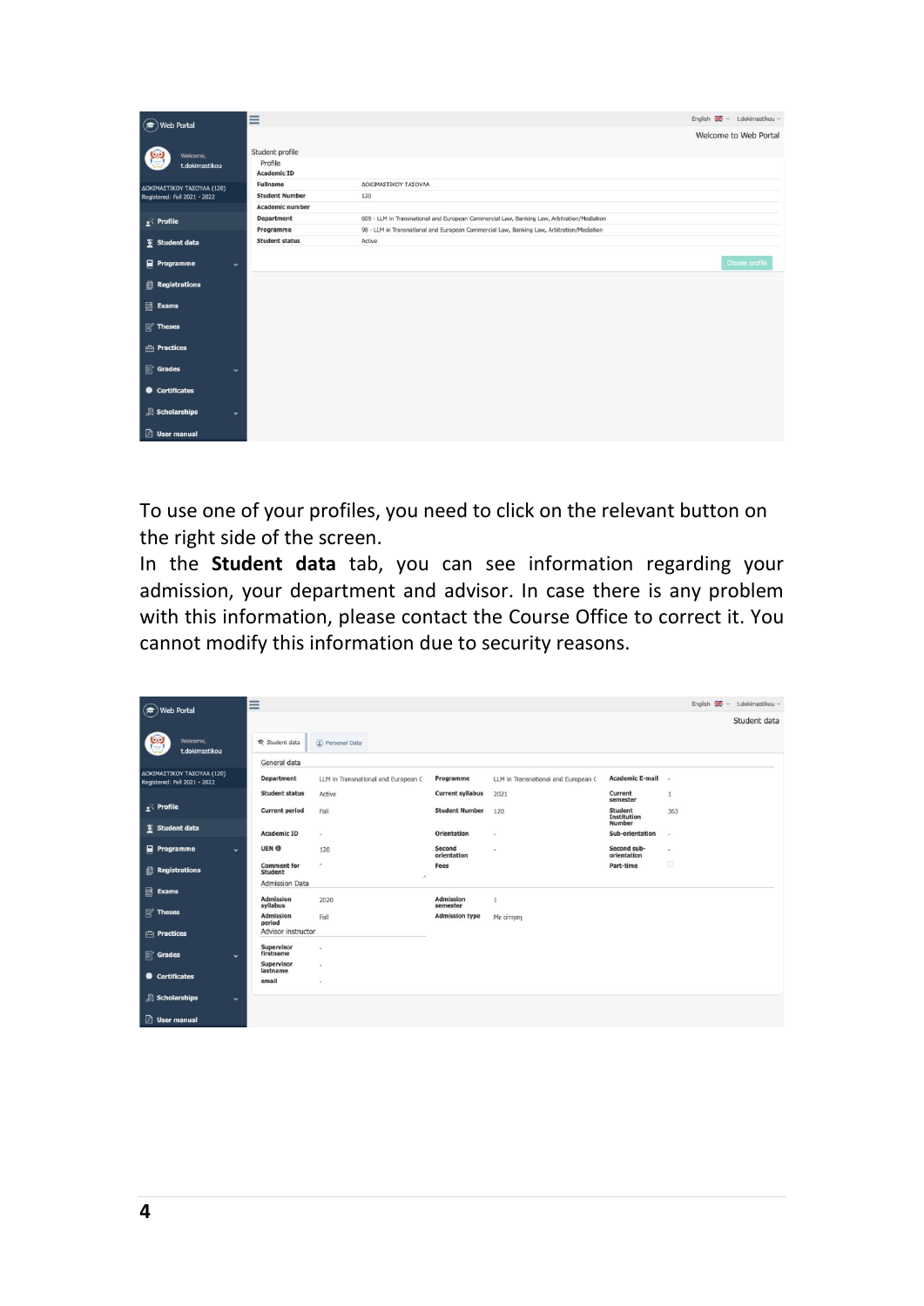To use one of your profiles, you need to click on the relevant button on the right side of the screen.

In the **Student data** tab, you can see information regarding your admission, your department and advisor. In case there is any problem with this information, please contact the Course Office to correct it. You cannot modify this information due to security reasons.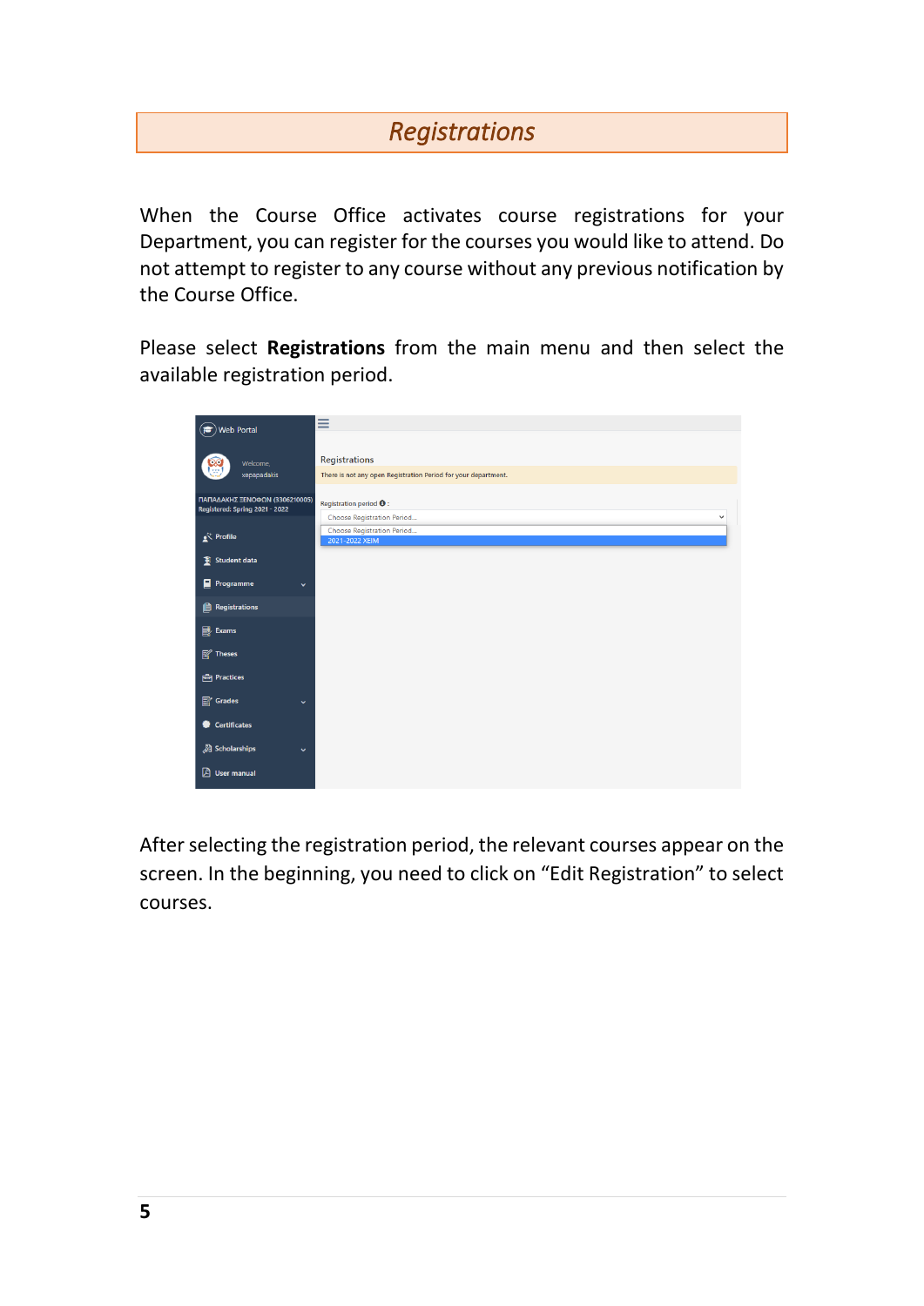# *Registrations*

When the Course Office activates course registrations for your Department, you can register for the courses you would like to attend. Do not attempt to register to any course without any previous notification by the Course Office.

Please select **Registrations** from the main menu and then select the available registration period.

After selecting the registration period, the relevant courses appear on the screen. In the beginning, you need to click on "Edit Registration" to select courses.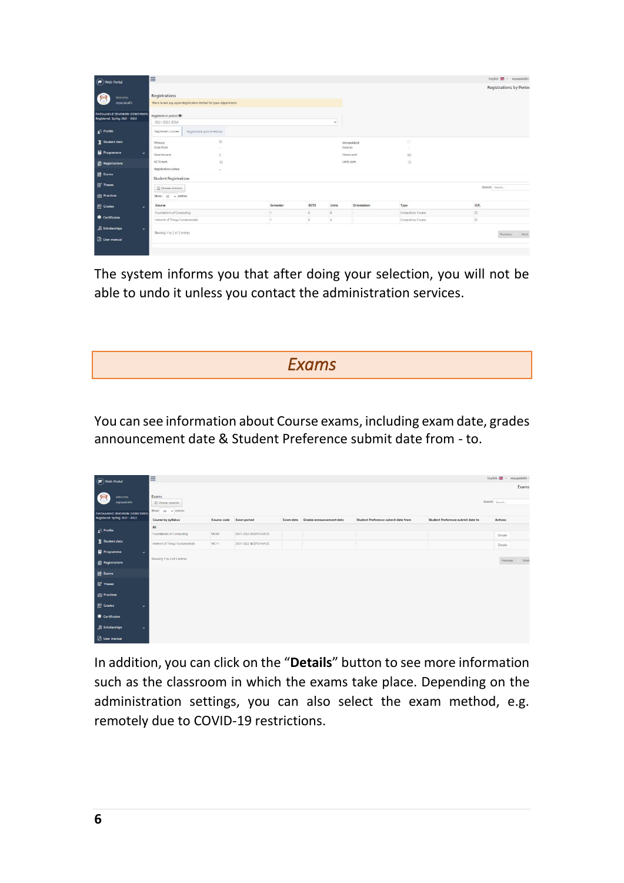The system informs you that after doing your selection, you will not be able to undo it unless you contact the administration services.

## *Exams*

You can see information about Course exams, including exam date, grades announcement date & Student Preference submit date from - to.

In addition, you can click on the “**Details**” button to see more information such as the classroom in which the exams take place. Depending on the administration settings, you can also select the exam method, e.g. remotely due to COVID-19 restrictions.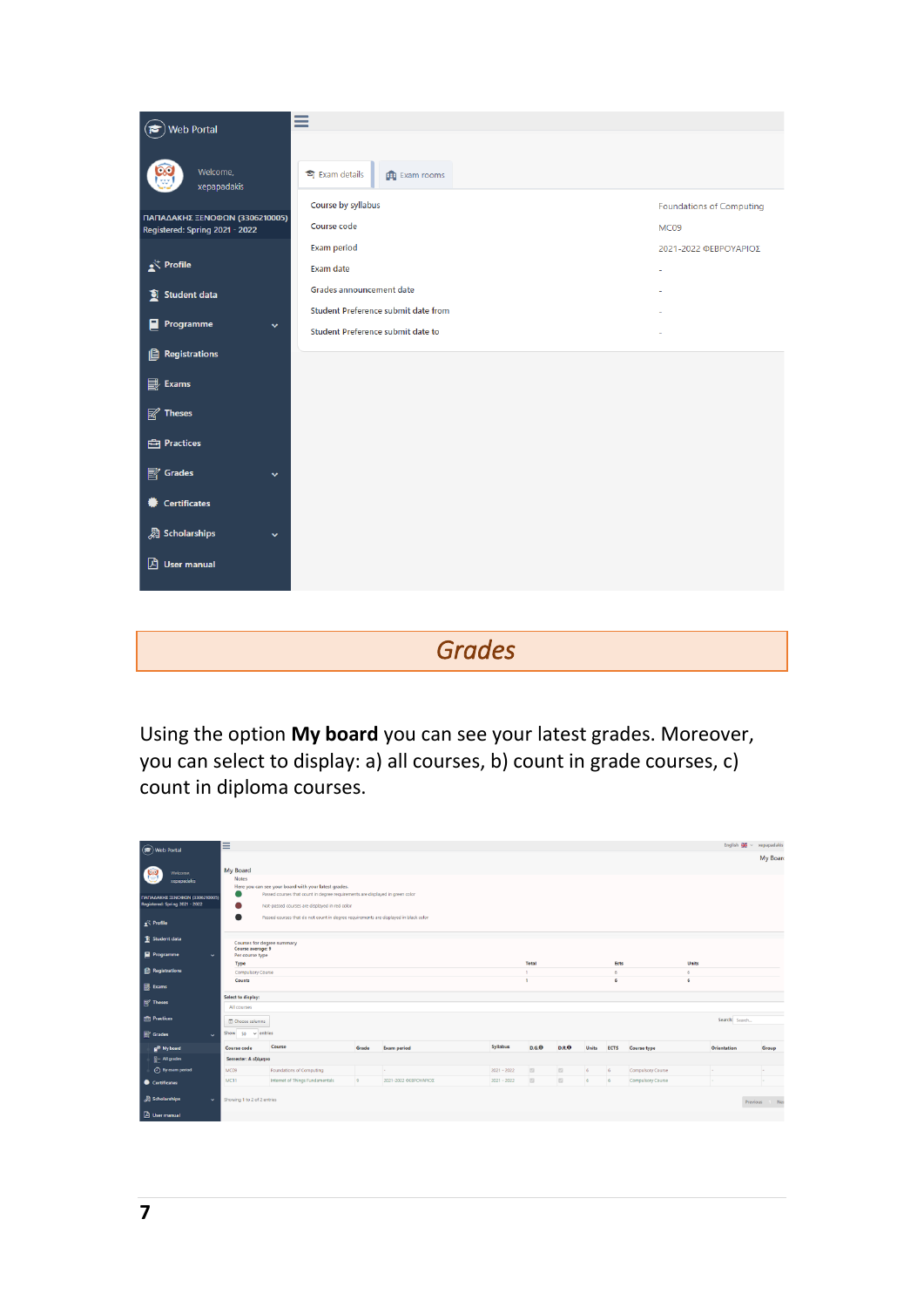# Grades

Using the option **My board** you can see your latest grades. Moreover, you can select to display: a) all courses, b) count in grade courses, c) count in diploma courses.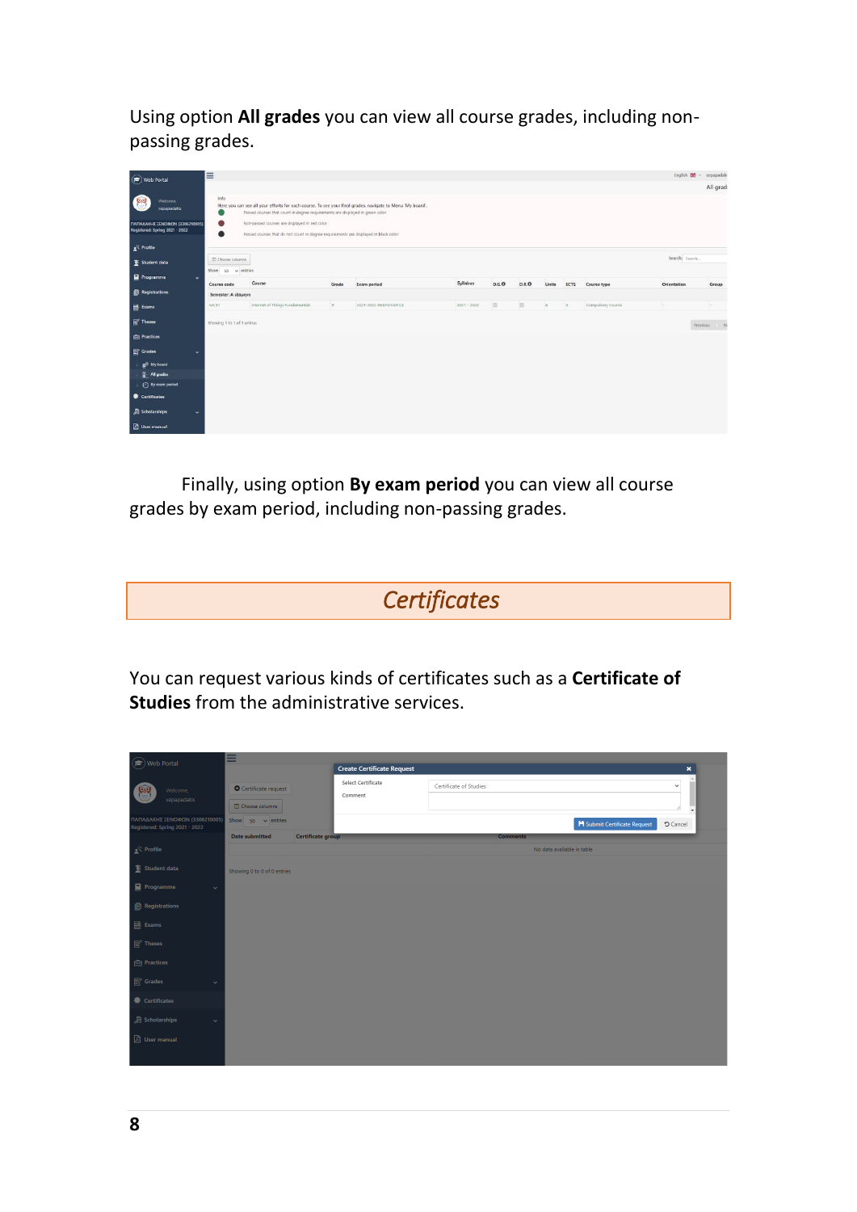Using option **All grades** you can view all course grades, including non-passing grades.

Finally, using option **By exam period** you can view all course grades by exam period, including non-passing grades.

## *Certificates*

You can request various kinds of certificates such as a **Certificate of Studies** from the administrative services.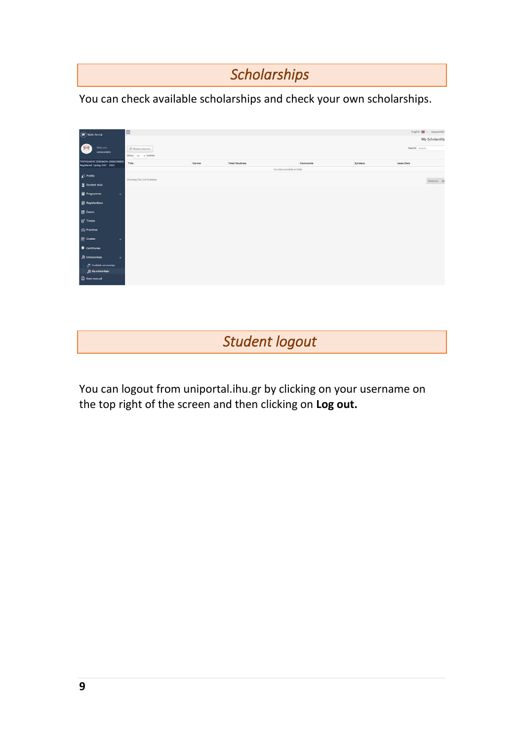## *Scholarships*

You can check available scholarships and check your own scholarships.

## *Student logout*

You can logout from uniportal.ihu.gr by clicking on your username on the top right of the screen and then clicking on **Log out.**